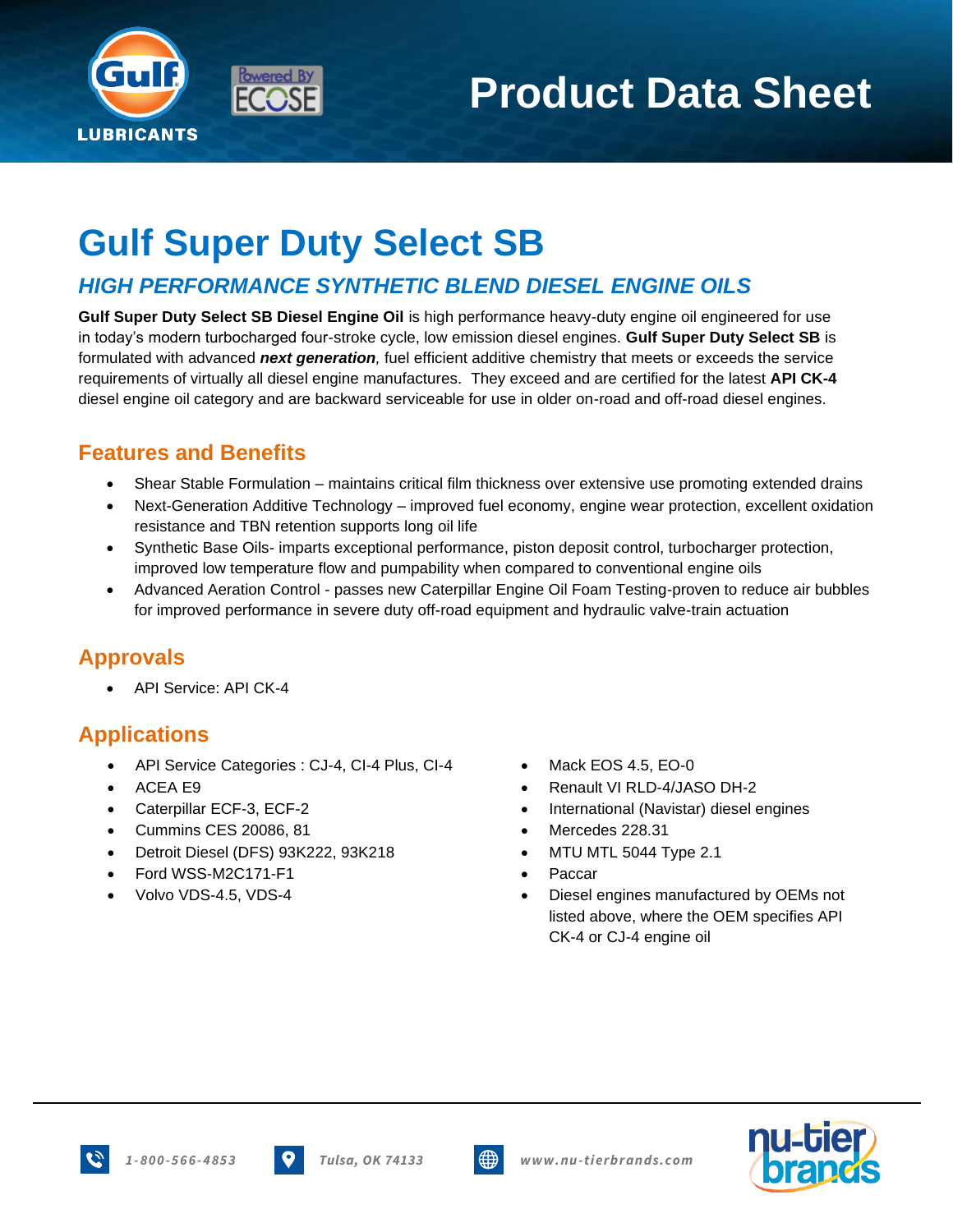# Product Data Sheet

# Gulf Super Duty Select SB

## *HIGH PERFORMANCE SYNTHETIC BLEND DIESEL ENGINE OILS*

**Gulf Super Duty Select SB Diesel Engine Oil** is high performance heavy-duty engine oil engineered for use in today's modern turbocharged four-stroke cycle, low emission diesel engines. **Gulf Super Duty Select SB** is formulated with advanced ***next generation****,* fuel efficient additive chemistry that meets or exceeds the service requirements of virtually all diesel engine manufactures. They exceed and are certified for the latest **API CK-4** diesel engine oil category and are backward serviceable for use in older on-road and off-road diesel engines.

## Features and Benefits

- Shear Stable Formulation – maintains critical film thickness over extensive use promoting extended drains
- Next-Generation Additive Technology – improved fuel economy, engine wear protection, excellent oxidation resistance and TBN retention supports long oil life
- Synthetic Base Oils- imparts exceptional performance, piston deposit control, turbocharger protection, improved low temperature flow and pumpability when compared to conventional engine oils
- Advanced Aeration Control - passes new Caterpillar Engine Oil Foam Testing-proven to reduce air bubbles for improved performance in severe duty off-road equipment and hydraulic valve-train actuation

## Approvals

- API Service: API CK-4

## Applications

- API Service Categories : CJ-4, CI-4 Plus, CI-4
- ACEA E9
- Caterpillar ECF-3, ECF-2
- Cummins CES 20086, 81
- Detroit Diesel (DFS) 93K222, 93K218
- Ford WSS-M2C171-F1
- Volvo VDS-4.5, VDS-4
- Mack EOS 4.5, EO-0
- Renault VI RLD-4/JASO DH-2
- International (Navistar) diesel engines
- Mercedes 228.31
- MTU MTL 5044 Type 2.1
- Paccar
- Diesel engines manufactured by OEMs not listed above, where the OEM specifies API CK-4 or CJ-4 engine oil

1-800-566-4853 | Tulsa, OK 74133 | www.nu-tierbrands.com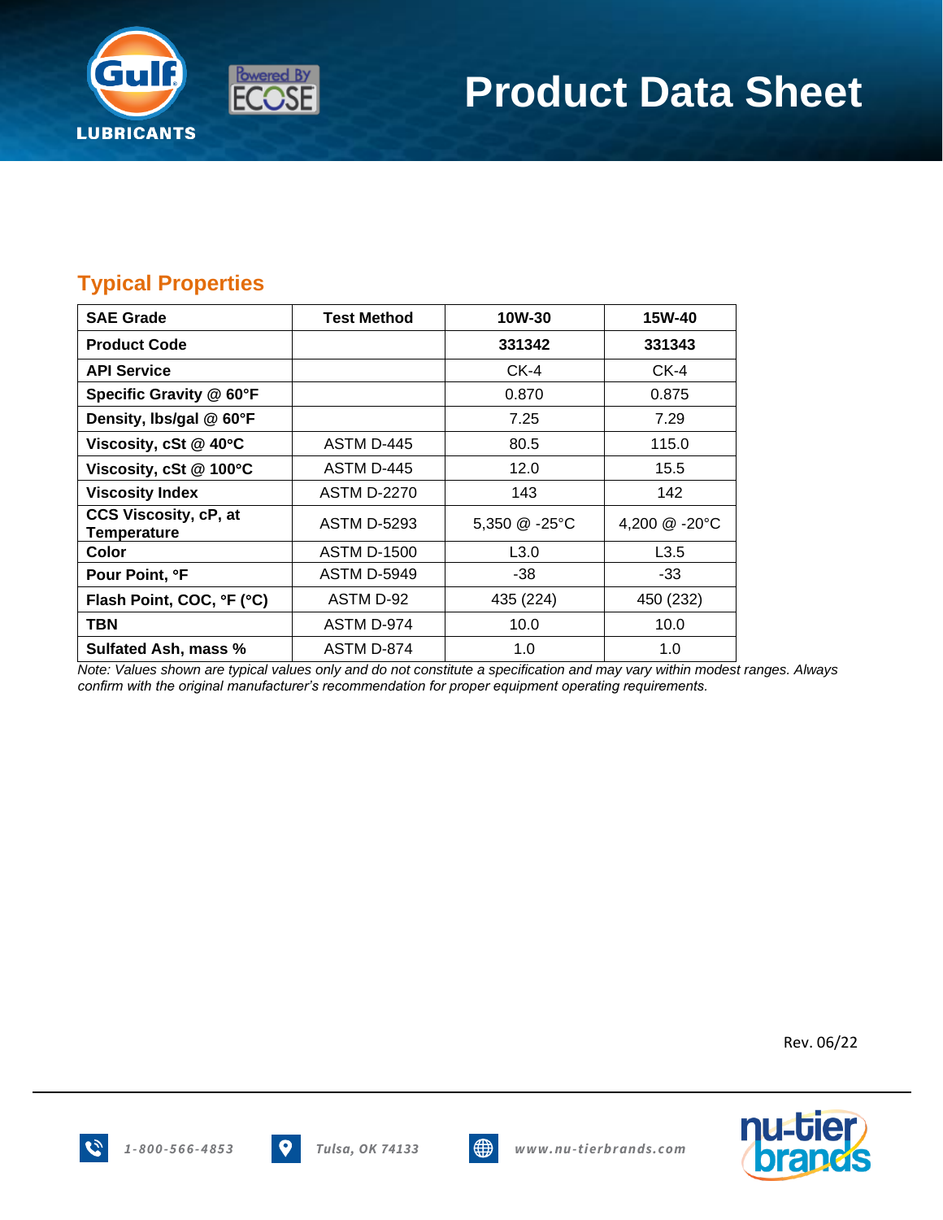# Product Data Sheet

## Typical Properties

| SAE Grade | Test Method | 10W-30 | 15W-40 |
|---|---|---|---|
| **Product Code** | | **331342** | **331343** |
| **API Service** | | CK-4 | CK-4 |
| **Specific Gravity @ 60°F** | | 0.870 | 0.875 |
| **Density, lbs/gal @ 60°F** | | 7.25 | 7.29 |
| **Viscosity, cSt @ 40°C** | ASTM D-445 | 80.5 | 115.0 |
| **Viscosity, cSt @ 100°C** | ASTM D-445 | 12.0 | 15.5 |
| **Viscosity Index** | ASTM D-2270 | 143 | 142 |
| **CCS Viscosity, cP, at Temperature** | ASTM D-5293 | 5,350 @ -25°C | 4,200 @ -20°C |
| **Color** | ASTM D-1500 | L3.0 | L3.5 |
| **Pour Point, °F** | ASTM D-5949 | -38 | -33 |
| **Flash Point, COC, °F (°C)** | ASTM D-92 | 435 (224) | 450 (232) |
| **TBN** | ASTM D-974 | 10.0 | 10.0 |
| **Sulfated Ash, mass %** | ASTM D-874 | 1.0 | 1.0 |

*Note: Values shown are typical values only and do not constitute a specification and may vary within modest ranges. Always confirm with the original manufacturer's recommendation for proper equipment operating requirements.*

Rev. 06/22

1-800-566-4853 | Tulsa, OK 74133 | www.nu-tierbrands.com